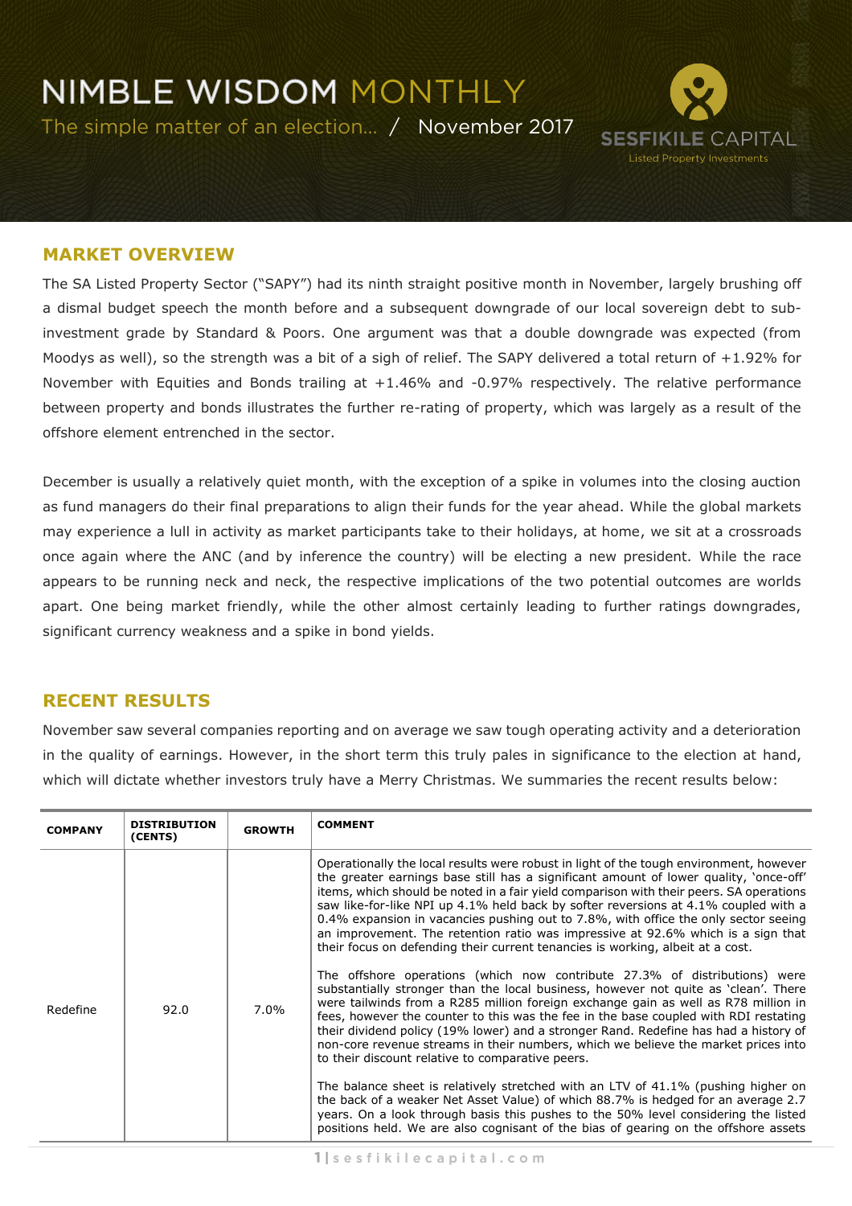# NIMBLE WISDOM MONTHLY

The simple matter of an election... / November 2017

SESFIKILE CAPITAL
Listed Property Investments

## MARKET OVERVIEW

The SA Listed Property Sector ("SAPY") had its ninth straight positive month in November, largely brushing off a dismal budget speech the month before and a subsequent downgrade of our local sovereign debt to sub-investment grade by Standard & Poors. One argument was that a double downgrade was expected (from Moodys as well), so the strength was a bit of a sigh of relief. The SAPY delivered a total return of +1.92% for November with Equities and Bonds trailing at +1.46% and -0.97% respectively. The relative performance between property and bonds illustrates the further re-rating of property, which was largely as a result of the offshore element entrenched in the sector.

December is usually a relatively quiet month, with the exception of a spike in volumes into the closing auction as fund managers do their final preparations to align their funds for the year ahead. While the global markets may experience a lull in activity as market participants take to their holidays, at home, we sit at a crossroads once again where the ANC (and by inference the country) will be electing a new president. While the race appears to be running neck and neck, the respective implications of the two potential outcomes are worlds apart. One being market friendly, while the other almost certainly leading to further ratings downgrades, significant currency weakness and a spike in bond yields.

## RECENT RESULTS

November saw several companies reporting and on average we saw tough operating activity and a deterioration in the quality of earnings. However, in the short term this truly pales in significance to the election at hand, which will dictate whether investors truly have a Merry Christmas. We summaries the recent results below:

| COMPANY | DISTRIBUTION (CENTS) | GROWTH | COMMENT |
|---|---|---|---|
| Redefine | 92.0 | 7.0% | Operationally the local results were robust in light of the tough environment, however the greater earnings base still has a significant amount of lower quality, 'once-off' items, which should be noted in a fair yield comparison with their peers. SA operations saw like-for-like NPI up 4.1% held back by softer reversions at 4.1% coupled with a 0.4% expansion in vacancies pushing out to 7.8%, with office the only sector seeing an improvement. The retention ratio was impressive at 92.6% which is a sign that their focus on defending their current tenancies is working, albeit at a cost.<br><br>The offshore operations (which now contribute 27.3% of distributions) were substantially stronger than the local business, however not quite as 'clean'. There were tailwinds from a R285 million foreign exchange gain as well as R78 million in fees, however the counter to this was the fee in the base coupled with RDI restating their dividend policy (19% lower) and a stronger Rand. Redefine has had a history of non-core revenue streams in their numbers, which we believe the market prices into to their discount relative to comparative peers.<br><br>The balance sheet is relatively stretched with an LTV of 41.1% (pushing higher on the back of a weaker Net Asset Value) of which 88.7% is hedged for an average 2.7 years. On a look through basis this pushes to the 50% level considering the listed positions held. We are also cognisant of the bias of gearing on the offshore assets |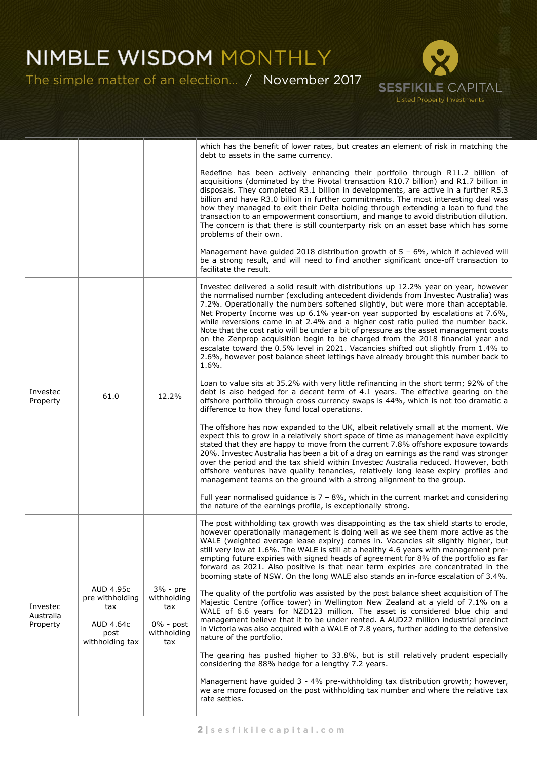| | | | |
|---|---|---|---|
| | | | which has the benefit of lower rates, but creates an element of risk in matching the debt to assets in the same currency.<br><br>Redefine has been actively enhancing their portfolio through R11.2 billion of acquisitions (dominated by the Pivotal transaction R10.7 billion) and R1.7 billion in disposals. They completed R3.1 billion in developments, are active in a further R5.3 billion and have R3.0 billion in further commitments. The most interesting deal was how they managed to exit their Delta holding through extending a loan to fund the transaction to an empowerment consortium, and mange to avoid distribution dilution. The concern is that there is still counterparty risk on an asset base which has some problems of their own.<br><br>Management have guided 2018 distribution growth of 5 – 6%, which if achieved will be a strong result, and will need to find another significant once-off transaction to facilitate the result. |
| Investec Property | 61.0 | 12.2% | Investec delivered a solid result with distributions up 12.2% year on year, however the normalised number (excluding antecedent dividends from Investec Australia) was 7.2%. Operationally the numbers softened slightly, but were more than acceptable. Net Property Income was up 6.1% year-on year supported by escalations at 7.6%, while reversions came in at 2.4% and a higher cost ratio pulled the number back. Note that the cost ratio will be under a bit of pressure as the asset management costs on the Zenprop acquisition begin to be charged from the 2018 financial year and escalate toward the 0.5% level in 2021. Vacancies shifted out slightly from 1.4% to 2.6%, however post balance sheet lettings have already brought this number back to 1.6%.<br><br>Loan to value sits at 35.2% with very little refinancing in the short term; 92% of the debt is also hedged for a decent term of 4.1 years. The effective gearing on the offshore portfolio through cross currency swaps is 44%, which is not too dramatic a difference to how they fund local operations.<br><br>The offshore has now expanded to the UK, albeit relatively small at the moment. We expect this to grow in a relatively short space of time as management have explicitly stated that they are happy to move from the current 7.8% offshore exposure towards 20%. Investec Australia has been a bit of a drag on earnings as the rand was stronger over the period and the tax shield within Investec Australia reduced. However, both offshore ventures have quality tenancies, relatively long lease expiry profiles and management teams on the ground with a strong alignment to the group.<br><br>Full year normalised guidance is 7 – 8%, which in the current market and considering the nature of the earnings profile, is exceptionally strong. |
| Investec Australia Property | AUD 4.95c pre withholding tax<br><br>AUD 4.64c post withholding tax | 3% - pre withholding tax<br><br>0% - post withholding tax | The post withholding tax growth was disappointing as the tax shield starts to erode, however operationally management is doing well as we see them more active as the WALE (weighted average lease expiry) comes in. Vacancies sit slightly higher, but still very low at 1.6%. The WALE is still at a healthy 4.6 years with management pre-empting future expiries with signed heads of agreement for 8% of the portfolio as far forward as 2021. Also positive is that near term expiries are concentrated in the booming state of NSW. On the long WALE also stands an in-force escalation of 3.4%.<br><br>The quality of the portfolio was assisted by the post balance sheet acquisition of The Majestic Centre (office tower) in Wellington New Zealand at a yield of 7.1% on a WALE of 6.6 years for NZD123 million. The asset is considered blue chip and management believe that it to be under rented. A AUD22 million industrial precinct in Victoria was also acquired with a WALE of 7.8 years, further adding to the defensive nature of the portfolio.<br><br>The gearing has pushed higher to 33.8%, but is still relatively prudent especially considering the 88% hedge for a lengthy 7.2 years.<br><br>Management have guided 3 - 4% pre-withholding tax distribution growth; however, we are more focused on the post withholding tax number and where the relative tax rate settles. |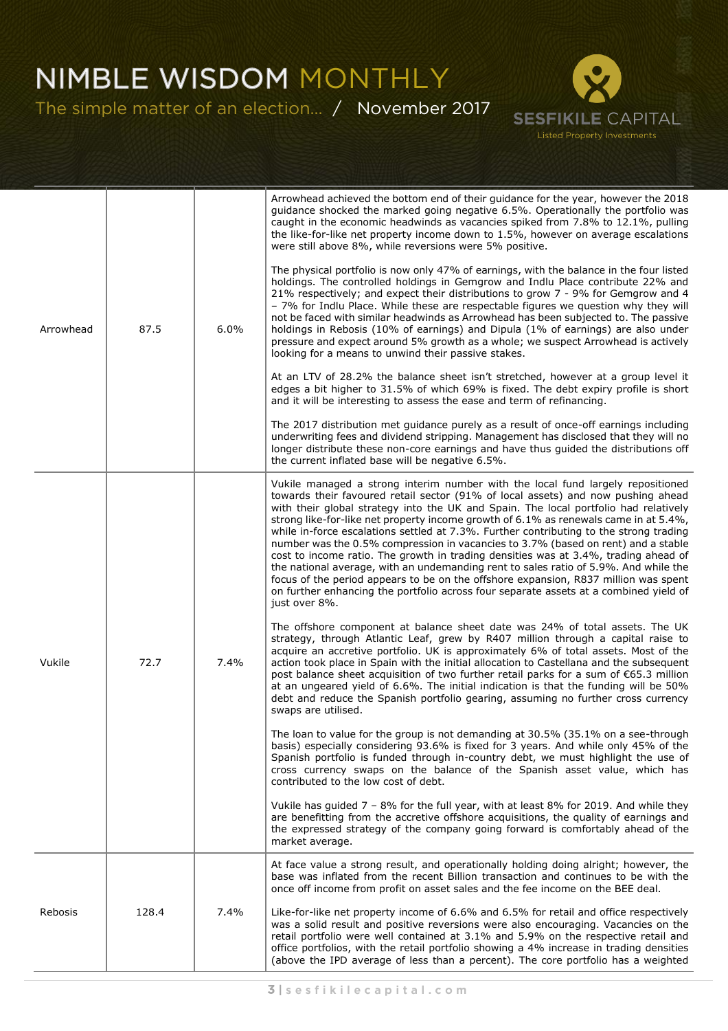| | | | |
|---|---|---|---|
| Arrowhead | 87.5 | 6.0% | Arrowhead achieved the bottom end of their guidance for the year, however the 2018 guidance shocked the marked going negative 6.5%. Operationally the portfolio was caught in the economic headwinds as vacancies spiked from 7.8% to 12.1%, pulling the like-for-like net property income down to 1.5%, however on average escalations were still above 8%, while reversions were 5% positive.<br><br>The physical portfolio is now only 47% of earnings, with the balance in the four listed holdings. The controlled holdings in Gemgrow and Indlu Place contribute 22% and 21% respectively; and expect their distributions to grow 7 - 9% for Gemgrow and 4 – 7% for Indlu Place. While these are respectable figures we question why they will not be faced with similar headwinds as Arrowhead has been subjected to. The passive holdings in Rebosis (10% of earnings) and Dipula (1% of earnings) are also under pressure and expect around 5% growth as a whole; we suspect Arrowhead is actively looking for a means to unwind their passive stakes.<br><br>At an LTV of 28.2% the balance sheet isn't stretched, however at a group level it edges a bit higher to 31.5% of which 69% is fixed. The debt expiry profile is short and it will be interesting to assess the ease and term of refinancing.<br><br>The 2017 distribution met guidance purely as a result of once-off earnings including underwriting fees and dividend stripping. Management has disclosed that they will no longer distribute these non-core earnings and have thus guided the distributions off the current inflated base will be negative 6.5%. |
| Vukile | 72.7 | 7.4% | Vukile managed a strong interim number with the local fund largely repositioned towards their favoured retail sector (91% of local assets) and now pushing ahead with their global strategy into the UK and Spain. The local portfolio had relatively strong like-for-like net property income growth of 6.1% as renewals came in at 5.4%, while in-force escalations settled at 7.3%. Further contributing to the strong trading number was the 0.5% compression in vacancies to 3.7% (based on rent) and a stable cost to income ratio. The growth in trading densities was at 3.4%, trading ahead of the national average, with an undemanding rent to sales ratio of 5.9%. And while the focus of the period appears to be on the offshore expansion, R837 million was spent on further enhancing the portfolio across four separate assets at a combined yield of just over 8%.<br><br>The offshore component at balance sheet date was 24% of total assets. The UK strategy, through Atlantic Leaf, grew by R407 million through a capital raise to acquire an accretive portfolio. UK is approximately 6% of total assets. Most of the action took place in Spain with the initial allocation to Castellana and the subsequent post balance sheet acquisition of two further retail parks for a sum of €65.3 million at an ungeared yield of 6.6%. The initial indication is that the funding will be 50% debt and reduce the Spanish portfolio gearing, assuming no further cross currency swaps are utilised.<br><br>The loan to value for the group is not demanding at 30.5% (35.1% on a see-through basis) especially considering 93.6% is fixed for 3 years. And while only 45% of the Spanish portfolio is funded through in-country debt, we must highlight the use of cross currency swaps on the balance of the Spanish asset value, which has contributed to the low cost of debt.<br><br>Vukile has guided 7 – 8% for the full year, with at least 8% for 2019. And while they are benefitting from the accretive offshore acquisitions, the quality of earnings and the expressed strategy of the company going forward is comfortably ahead of the market average. |
| Rebosis | 128.4 | 7.4% | At face value a strong result, and operationally holding doing alright; however, the base was inflated from the recent Billion transaction and continues to be with the once off income from profit on asset sales and the fee income on the BEE deal.<br><br>Like-for-like net property income of 6.6% and 6.5% for retail and office respectively was a solid result and positive reversions were also encouraging. Vacancies on the retail portfolio were well contained at 3.1% and 5.9% on the respective retail and office portfolios, with the retail portfolio showing a 4% increase in trading densities (above the IPD average of less than a percent). The core portfolio has a weighted |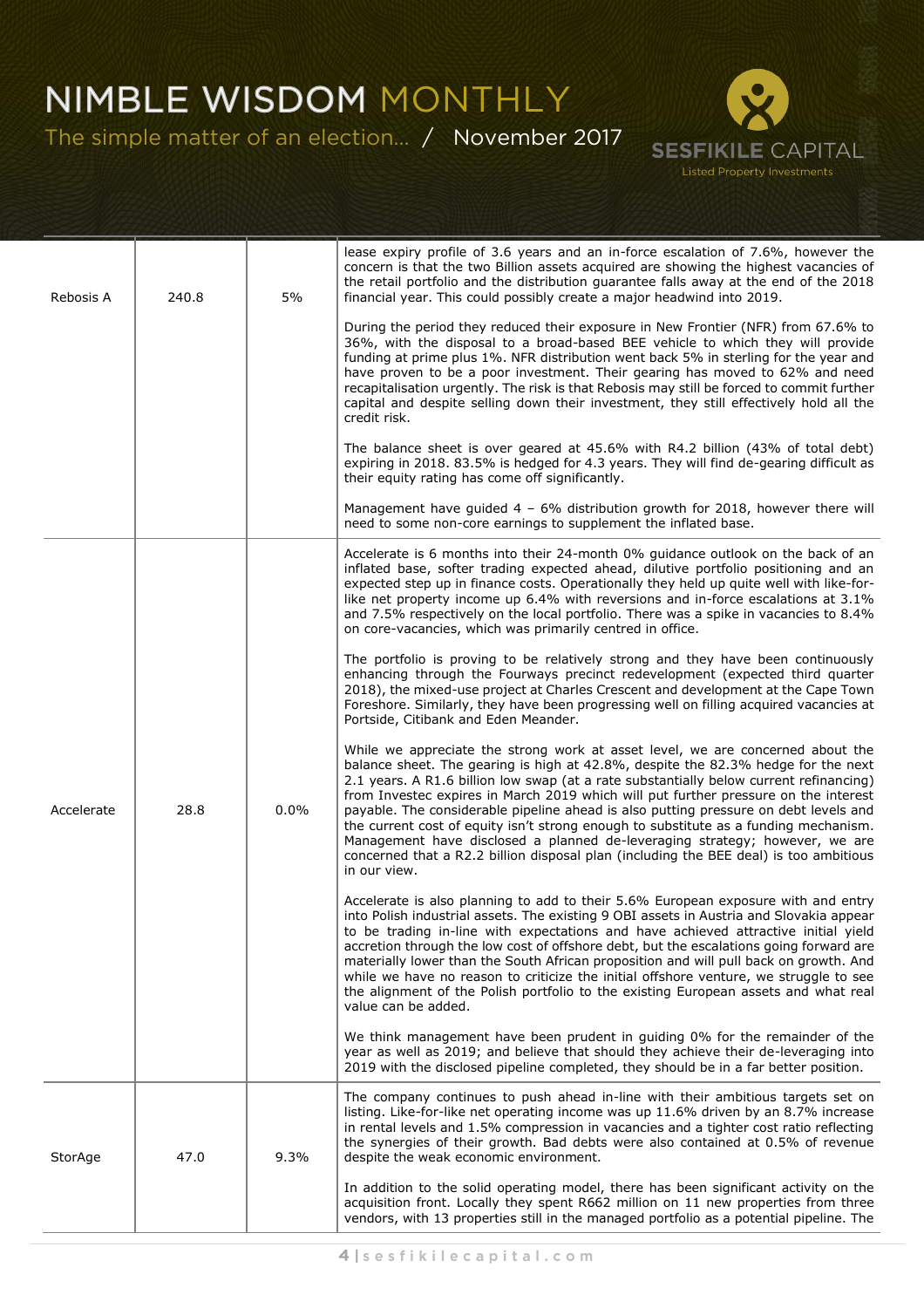| | | | |
|---|---|---|---|
| Rebosis A | 240.8 | 5% | lease expiry profile of 3.6 years and an in-force escalation of 7.6%, however the concern is that the two Billion assets acquired are showing the highest vacancies of the retail portfolio and the distribution guarantee falls away at the end of the 2018 financial year. This could possibly create a major headwind into 2019.<br><br>During the period they reduced their exposure in New Frontier (NFR) from 67.6% to 36%, with the disposal to a broad-based BEE vehicle to which they will provide funding at prime plus 1%. NFR distribution went back 5% in sterling for the year and have proven to be a poor investment. Their gearing has moved to 62% and need recapitalisation urgently. The risk is that Rebosis may still be forced to commit further capital and despite selling down their investment, they still effectively hold all the credit risk.<br><br>The balance sheet is over geared at 45.6% with R4.2 billion (43% of total debt) expiring in 2018. 83.5% is hedged for 4.3 years. They will find de-gearing difficult as their equity rating has come off significantly.<br><br>Management have guided 4 – 6% distribution growth for 2018, however there will need to some non-core earnings to supplement the inflated base. |
| Accelerate | 28.8 | 0.0% | Accelerate is 6 months into their 24-month 0% guidance outlook on the back of an inflated base, softer trading expected ahead, dilutive portfolio positioning and an expected step up in finance costs. Operationally they held up quite well with like-for-like net property income up 6.4% with reversions and in-force escalations at 3.1% and 7.5% respectively on the local portfolio. There was a spike in vacancies to 8.4% on core-vacancies, which was primarily centred in office.<br><br>The portfolio is proving to be relatively strong and they have been continuously enhancing through the Fourways precinct redevelopment (expected third quarter 2018), the mixed-use project at Charles Crescent and development at the Cape Town Foreshore. Similarly, they have been progressing well on filling acquired vacancies at Portside, Citibank and Eden Meander.<br><br>While we appreciate the strong work at asset level, we are concerned about the balance sheet. The gearing is high at 42.8%, despite the 82.3% hedge for the next 2.1 years. A R1.6 billion low swap (at a rate substantially below current refinancing) from Investec expires in March 2019 which will put further pressure on the interest payable. The considerable pipeline ahead is also putting pressure on debt levels and the current cost of equity isn't strong enough to substitute as a funding mechanism. Management have disclosed a planned de-leveraging strategy; however, we are concerned that a R2.2 billion disposal plan (including the BEE deal) is too ambitious in our view.<br><br>Accelerate is also planning to add to their 5.6% European exposure with and entry into Polish industrial assets. The existing 9 OBI assets in Austria and Slovakia appear to be trading in-line with expectations and have achieved attractive initial yield accretion through the low cost of offshore debt, but the escalations going forward are materially lower than the South African proposition and will pull back on growth. And while we have no reason to criticize the initial offshore venture, we struggle to see the alignment of the Polish portfolio to the existing European assets and what real value can be added.<br><br>We think management have been prudent in guiding 0% for the remainder of the year as well as 2019; and believe that should they achieve their de-leveraging into 2019 with the disclosed pipeline completed, they should be in a far better position. |
| StorAge | 47.0 | 9.3% | The company continues to push ahead in-line with their ambitious targets set on listing. Like-for-like net operating income was up 11.6% driven by an 8.7% increase in rental levels and 1.5% compression in vacancies and a tighter cost ratio reflecting the synergies of their growth. Bad debts were also contained at 0.5% of revenue despite the weak economic environment.<br><br>In addition to the solid operating model, there has been significant activity on the acquisition front. Locally they spent R662 million on 11 new properties from three vendors, with 13 properties still in the managed portfolio as a potential pipeline. The |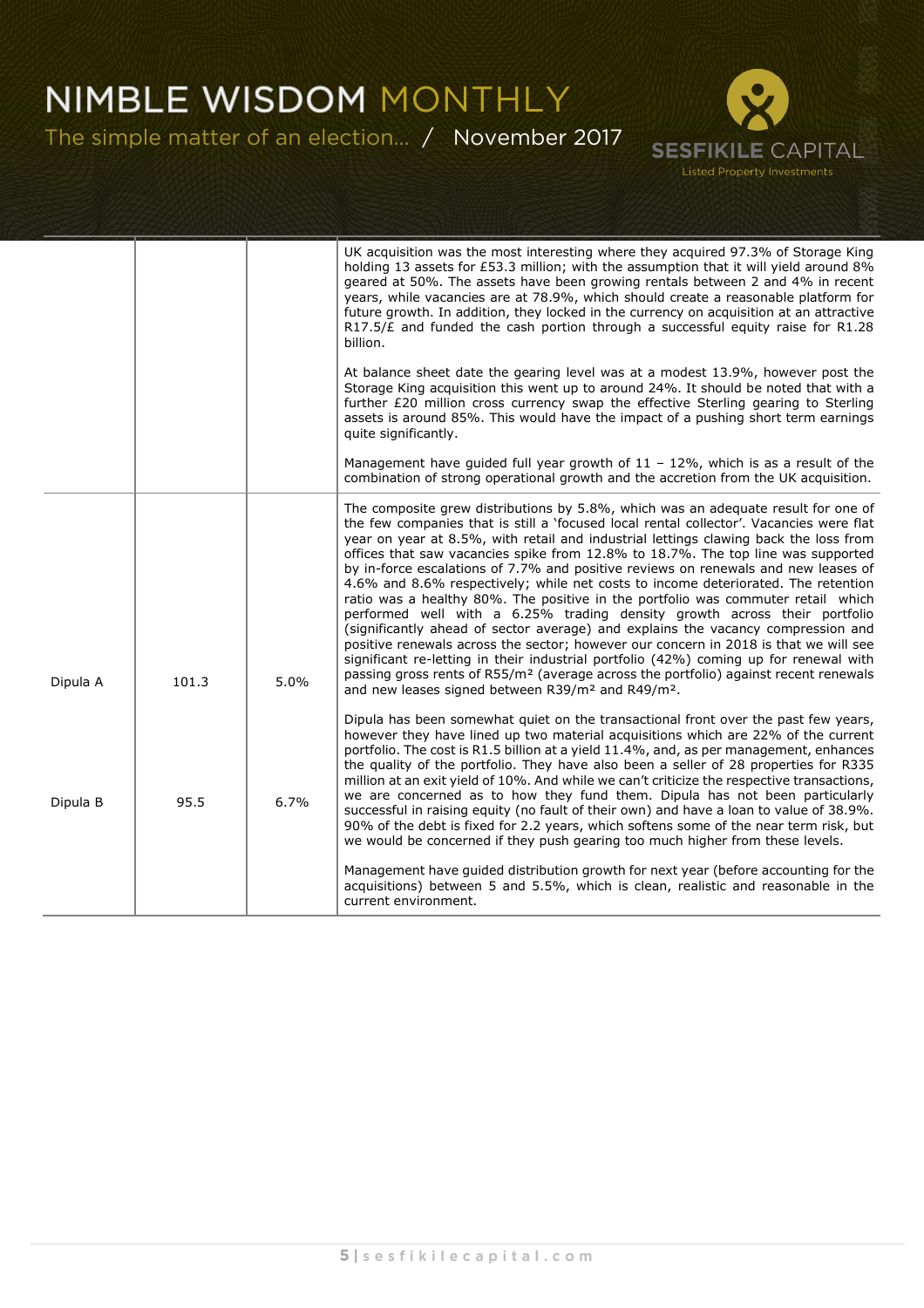| | | | |
|---|---|---|---|
| | | | UK acquisition was the most interesting where they acquired 97.3% of Storage King holding 13 assets for £53.3 million; with the assumption that it will yield around 8% geared at 50%. The assets have been growing rentals between 2 and 4% in recent years, while vacancies are at 78.9%, which should create a reasonable platform for future growth. In addition, they locked in the currency on acquisition at an attractive R17.5/£ and funded the cash portion through a successful equity raise for R1.28 billion.<br><br>At balance sheet date the gearing level was at a modest 13.9%, however post the Storage King acquisition this went up to around 24%. It should be noted that with a further £20 million cross currency swap the effective Sterling gearing to Sterling assets is around 85%. This would have the impact of a pushing short term earnings quite significantly.<br><br>Management have guided full year growth of 11 – 12%, which is as a result of the combination of strong operational growth and the accretion from the UK acquisition. |
| Dipula A<br><br>Dipula B | 101.3<br><br>95.5 | 5.0%<br><br>6.7% | The composite grew distributions by 5.8%, which was an adequate result for one of the few companies that is still a 'focused local rental collector'. Vacancies were flat year on year at 8.5%, with retail and industrial lettings clawing back the loss from offices that saw vacancies spike from 12.8% to 18.7%. The top line was supported by in-force escalations of 7.7% and positive reviews on renewals and new leases of 4.6% and 8.6% respectively; while net costs to income deteriorated. The retention ratio was a healthy 80%. The positive in the portfolio was commuter retail which performed well with a 6.25% trading density growth across their portfolio (significantly ahead of sector average) and explains the vacancy compression and positive renewals across the sector; however our concern in 2018 is that we will see significant re-letting in their industrial portfolio (42%) coming up for renewal with passing gross rents of R55/m² (average across the portfolio) against recent renewals and new leases signed between R39/m² and R49/m².<br><br>Dipula has been somewhat quiet on the transactional front over the past few years, however they have lined up two material acquisitions which are 22% of the current portfolio. The cost is R1.5 billion at a yield 11.4%, and, as per management, enhances the quality of the portfolio. They have also been a seller of 28 properties for R335 million at an exit yield of 10%. And while we can't criticize the respective transactions, we are concerned as to how they fund them. Dipula has not been particularly successful in raising equity (no fault of their own) and have a loan to value of 38.9%. 90% of the debt is fixed for 2.2 years, which softens some of the near term risk, but we would be concerned if they push gearing too much higher from these levels.<br><br>Management have guided distribution growth for next year (before accounting for the acquisitions) between 5 and 5.5%, which is clean, realistic and reasonable in the current environment. |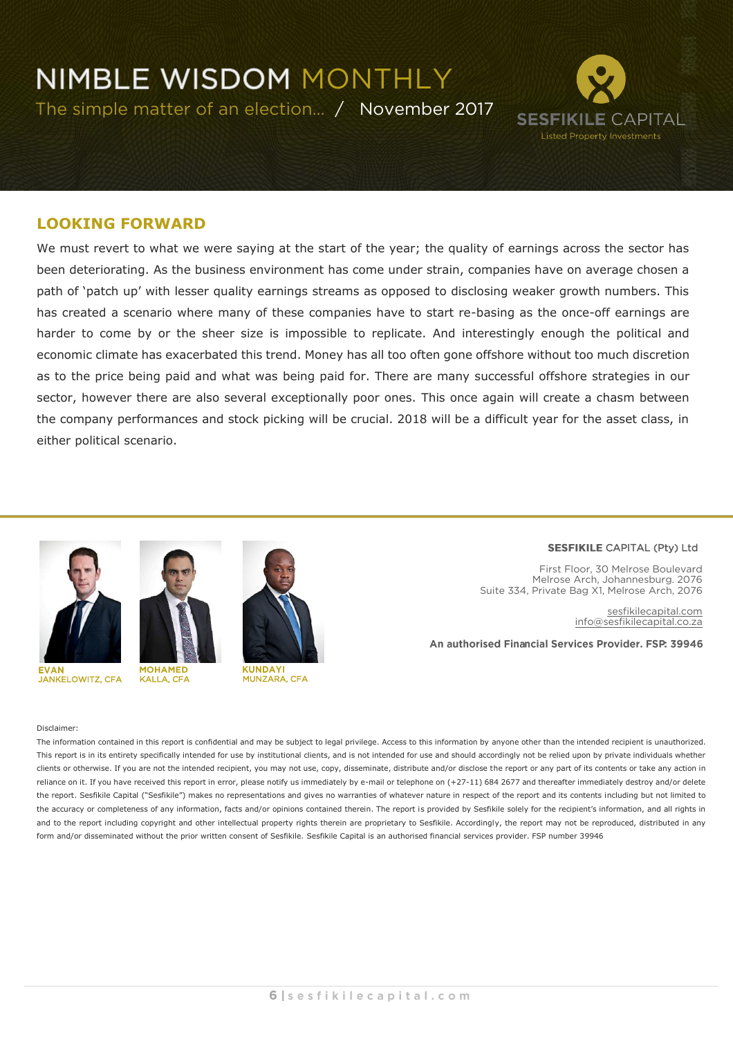# NIMBLE WISDOM MONTHLY

The simple matter of an election... / November 2017

SESFIKILE CAPITAL
Listed Property Investments

## LOOKING FORWARD

We must revert to what we were saying at the start of the year; the quality of earnings across the sector has been deteriorating. As the business environment has come under strain, companies have on average chosen a path of 'patch up' with lesser quality earnings streams as opposed to disclosing weaker growth numbers. This has created a scenario where many of these companies have to start re-basing as the once-off earnings are harder to come by or the sheer size is impossible to replicate. And interestingly enough the political and economic climate has exacerbated this trend. Money has all too often gone offshore without too much discretion as to the price being paid and what was being paid for. There are many successful offshore strategies in our sector, however there are also several exceptionally poor ones. This once again will create a chasm between the company performances and stock picking will be crucial. 2018 will be a difficult year for the asset class, in either political scenario.

EVAN JANKELOWITZ, CFA

MOHAMED KALLA, CFA

KUNDAYI MUNZARA, CFA

**SESFIKILE** CAPITAL (Pty) Ltd

First Floor, 30 Melrose Boulevard
Melrose Arch, Johannesburg. 2076
Suite 334, Private Bag X1, Melrose Arch, 2076

sesfikilecapital.com
info@sesfikilecapital.co.za

**An authorised Financial Services Provider. FSP: 39946**

Disclaimer:

The information contained in this report is confidential and may be subject to legal privilege. Access to this information by anyone other than the intended recipient is unauthorized. This report is in its entirety specifically intended for use by institutional clients, and is not intended for use and should accordingly not be relied upon by private individuals whether clients or otherwise. If you are not the intended recipient, you may not use, copy, disseminate, distribute and/or disclose the report or any part of its contents or take any action in reliance on it. If you have received this report in error, please notify us immediately by e-mail or telephone on (+27-11) 684 2677 and thereafter immediately destroy and/or delete the report. Sesfikile Capital ("Sesfikile") makes no representations and gives no warranties of whatever nature in respect of the report and its contents including but not limited to the accuracy or completeness of any information, facts and/or opinions contained therein. The report is provided by Sesfikile solely for the recipient's information, and all rights in and to the report including copyright and other intellectual property rights therein are proprietary to Sesfikile. Accordingly, the report may not be reproduced, distributed in any form and/or disseminated without the prior written consent of Sesfikile. Sesfikile Capital is an authorised financial services provider. FSP number 39946